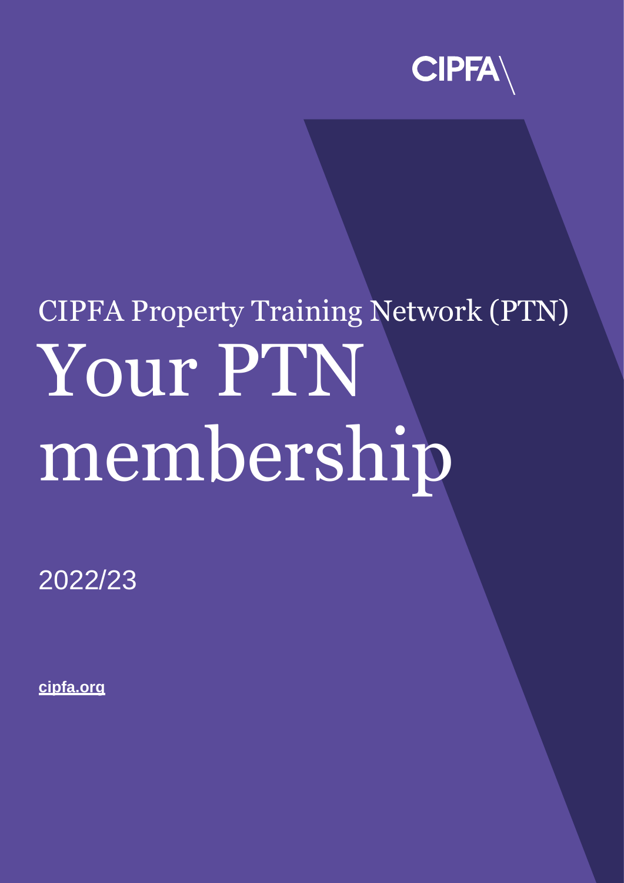CIPFA

CIPFA Property Training Network (PTN)

# Your PTN membership

2022/23

[cipfa.org](cipfa.org)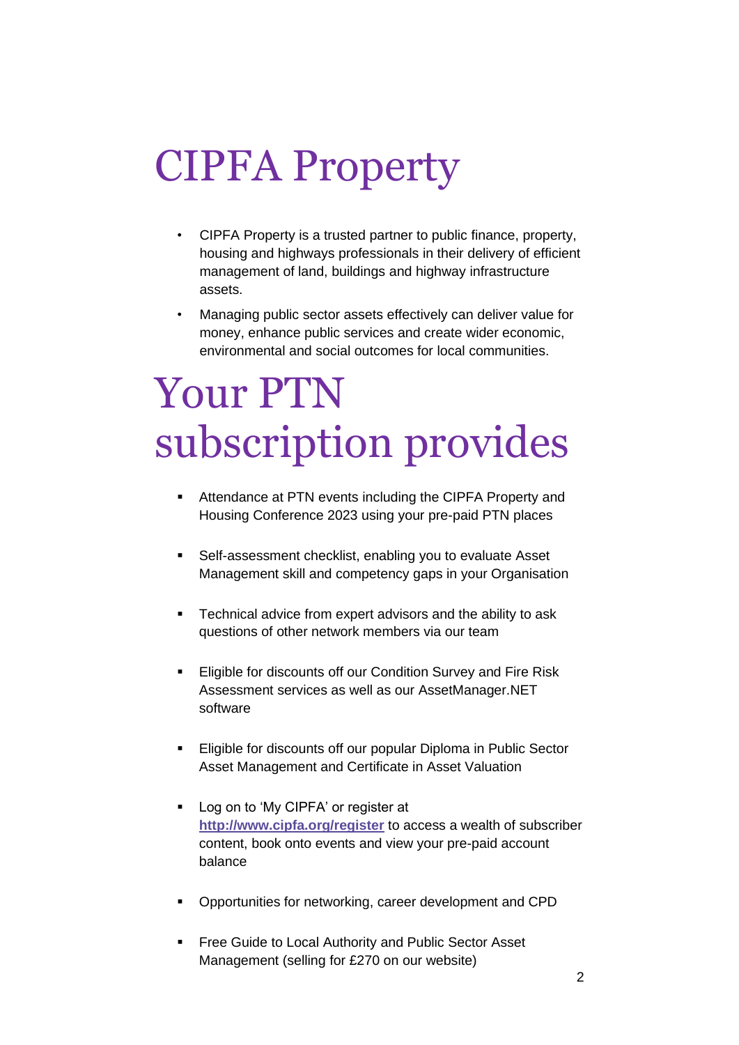# CIPFA Property

- CIPFA Property is a trusted partner to public finance, property, housing and highways professionals in their delivery of efficient management of land, buildings and highway infrastructure assets.
- Managing public sector assets effectively can deliver value for money, enhance public services and create wider economic, environmental and social outcomes for local communities.

# Your PTN subscription provides

- Attendance at PTN events including the CIPFA Property and Housing Conference 2023 using your pre-paid PTN places
- Self-assessment checklist, enabling you to evaluate Asset Management skill and competency gaps in your Organisation
- Technical advice from expert advisors and the ability to ask questions of other network members via our team
- Eligible for discounts off our Condition Survey and Fire Risk Assessment services as well as our AssetManager.NET software
- Eligible for discounts off our popular Diploma in Public Sector Asset Management and Certificate in Asset Valuation
- Log on to 'My CIPFA' or register at **[http://www.cipfa.org/register](http://www.cipfa.org/register)** to access a wealth of subscriber content, book onto events and view your pre-paid account balance
- Opportunities for networking, career development and CPD
- Free Guide to Local Authority and Public Sector Asset Management (selling for £270 on our website)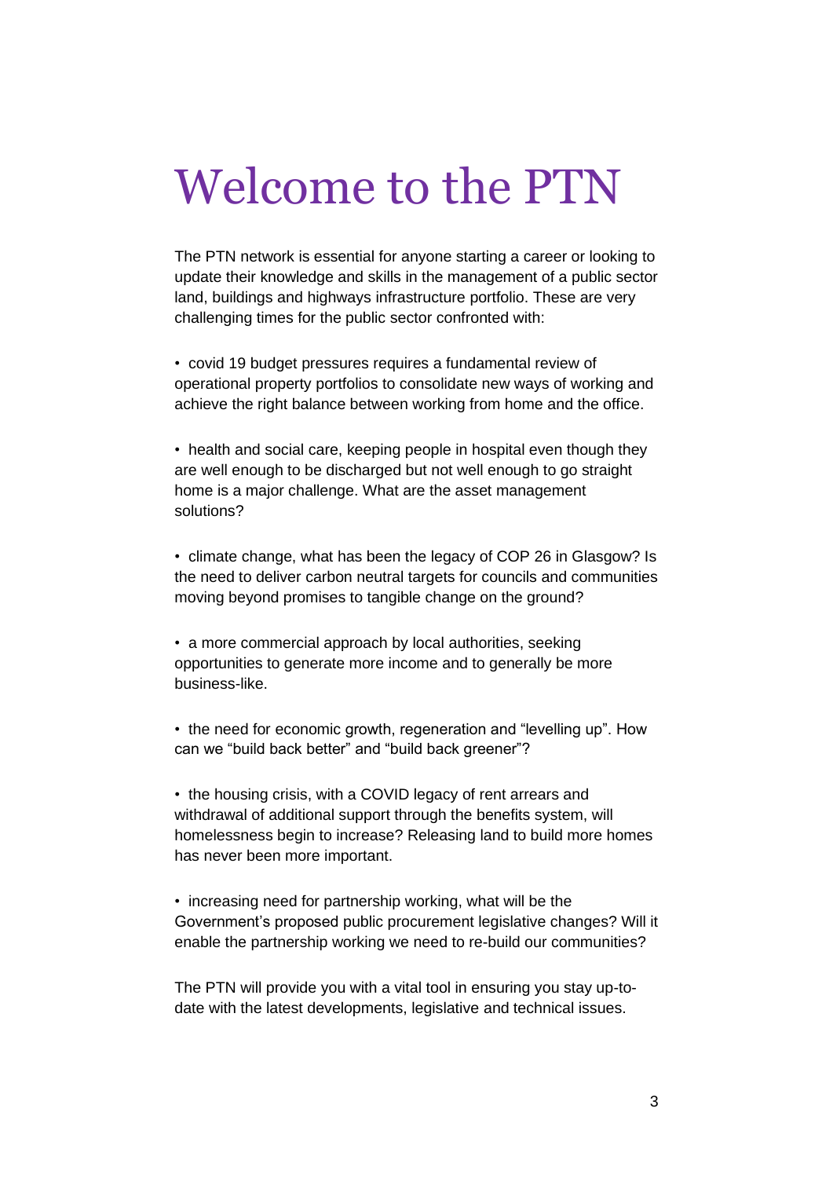# Welcome to the PTN

The PTN network is essential for anyone starting a career or looking to update their knowledge and skills in the management of a public sector land, buildings and highways infrastructure portfolio. These are very challenging times for the public sector confronted with:

- covid 19 budget pressures requires a fundamental review of operational property portfolios to consolidate new ways of working and achieve the right balance between working from home and the office.

- health and social care, keeping people in hospital even though they are well enough to be discharged but not well enough to go straight home is a major challenge. What are the asset management solutions?

- climate change, what has been the legacy of COP 26 in Glasgow? Is the need to deliver carbon neutral targets for councils and communities moving beyond promises to tangible change on the ground?

- a more commercial approach by local authorities, seeking opportunities to generate more income and to generally be more business-like.

- the need for economic growth, regeneration and "levelling up". How can we "build back better" and "build back greener"?

- the housing crisis, with a COVID legacy of rent arrears and withdrawal of additional support through the benefits system, will homelessness begin to increase? Releasing land to build more homes has never been more important.

- increasing need for partnership working, what will be the Government's proposed public procurement legislative changes? Will it enable the partnership working we need to re-build our communities?

The PTN will provide you with a vital tool in ensuring you stay up-to-date with the latest developments, legislative and technical issues.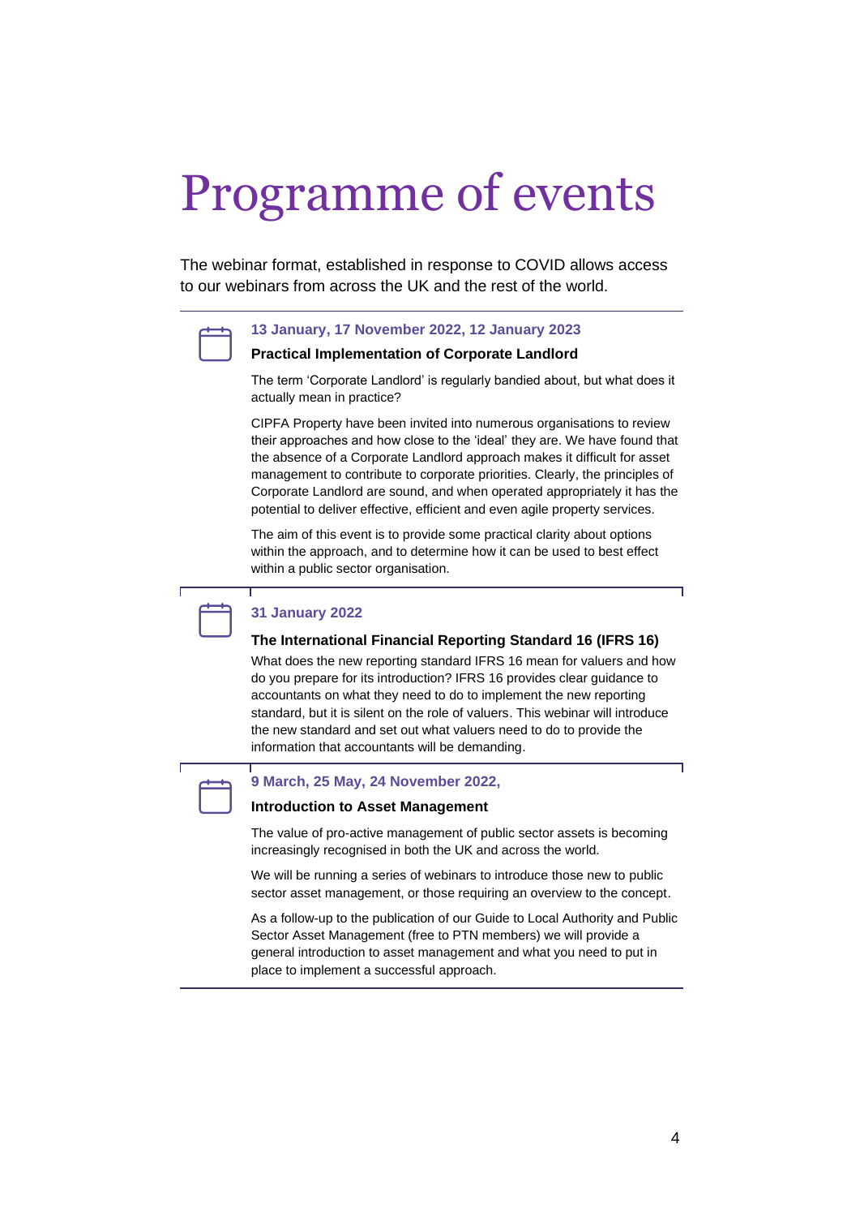# Programme of events

The webinar format, established in response to COVID allows access to our webinars from across the UK and the rest of the world.

**13 January, 17 November 2022, 12 January 2023**

### Practical Implementation of Corporate Landlord

The term 'Corporate Landlord' is regularly bandied about, but what does it actually mean in practice?

CIPFA Property have been invited into numerous organisations to review their approaches and how close to the 'ideal' they are. We have found that the absence of a Corporate Landlord approach makes it difficult for asset management to contribute to corporate priorities. Clearly, the principles of Corporate Landlord are sound, and when operated appropriately it has the potential to deliver effective, efficient and even agile property services.

The aim of this event is to provide some practical clarity about options within the approach, and to determine how it can be used to best effect within a public sector organisation.

**31 January 2022**

### The International Financial Reporting Standard 16 (IFRS 16)

What does the new reporting standard IFRS 16 mean for valuers and how do you prepare for its introduction? IFRS 16 provides clear guidance to accountants on what they need to do to implement the new reporting standard, but it is silent on the role of valuers. This webinar will introduce the new standard and set out what valuers need to do to provide the information that accountants will be demanding.

**9 March, 25 May, 24 November 2022,**

### Introduction to Asset Management

The value of pro-active management of public sector assets is becoming increasingly recognised in both the UK and across the world.

We will be running a series of webinars to introduce those new to public sector asset management, or those requiring an overview to the concept.

As a follow-up to the publication of our Guide to Local Authority and Public Sector Asset Management (free to PTN members) we will provide a general introduction to asset management and what you need to put in place to implement a successful approach.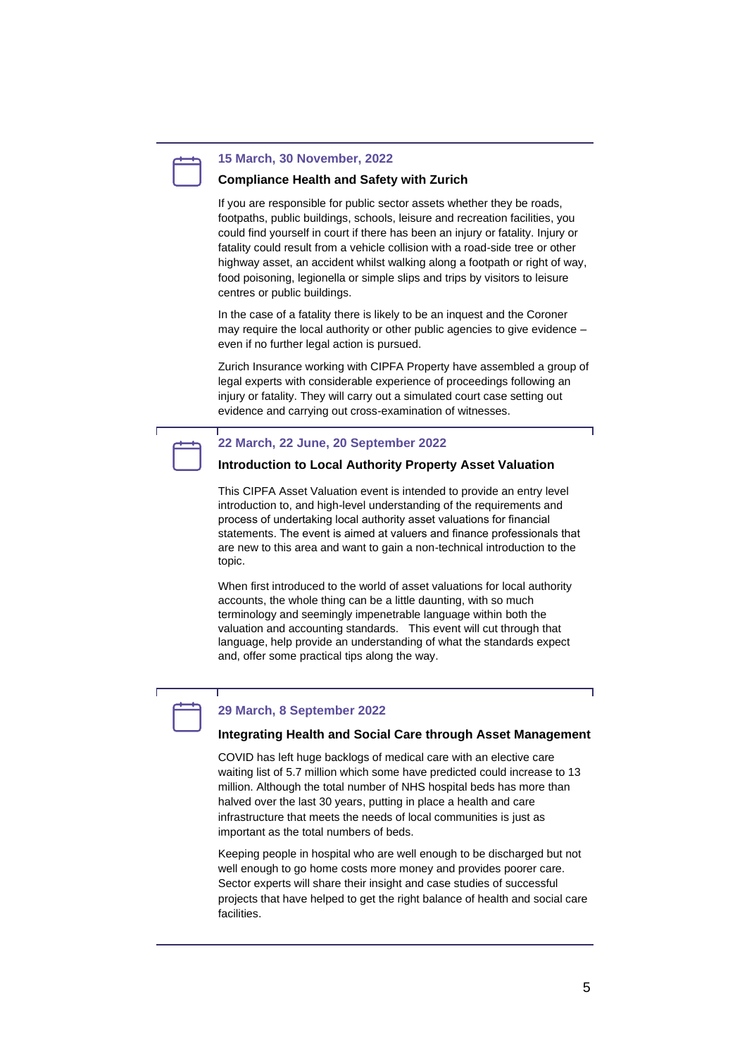**15 March, 30 November, 2022**

### Compliance Health and Safety with Zurich

If you are responsible for public sector assets whether they be roads, footpaths, public buildings, schools, leisure and recreation facilities, you could find yourself in court if there has been an injury or fatality. Injury or fatality could result from a vehicle collision with a road-side tree or other highway asset, an accident whilst walking along a footpath or right of way, food poisoning, legionella or simple slips and trips by visitors to leisure centres or public buildings.

In the case of a fatality there is likely to be an inquest and the Coroner may require the local authority or other public agencies to give evidence – even if no further legal action is pursued.

Zurich Insurance working with CIPFA Property have assembled a group of legal experts with considerable experience of proceedings following an injury or fatality. They will carry out a simulated court case setting out evidence and carrying out cross-examination of witnesses.

**22 March, 22 June, 20 September 2022**

### Introduction to Local Authority Property Asset Valuation

This CIPFA Asset Valuation event is intended to provide an entry level introduction to, and high-level understanding of the requirements and process of undertaking local authority asset valuations for financial statements. The event is aimed at valuers and finance professionals that are new to this area and want to gain a non-technical introduction to the topic.

When first introduced to the world of asset valuations for local authority accounts, the whole thing can be a little daunting, with so much terminology and seemingly impenetrable language within both the valuation and accounting standards. This event will cut through that language, help provide an understanding of what the standards expect and, offer some practical tips along the way.

**29 March, 8 September 2022**

### Integrating Health and Social Care through Asset Management

COVID has left huge backlogs of medical care with an elective care waiting list of 5.7 million which some have predicted could increase to 13 million. Although the total number of NHS hospital beds has more than halved over the last 30 years, putting in place a health and care infrastructure that meets the needs of local communities is just as important as the total numbers of beds.

Keeping people in hospital who are well enough to be discharged but not well enough to go home costs more money and provides poorer care. Sector experts will share their insight and case studies of successful projects that have helped to get the right balance of health and social care facilities.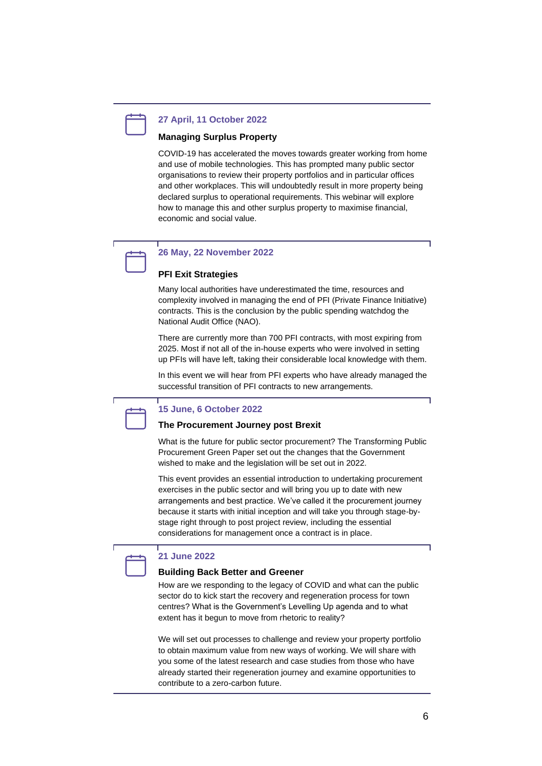**27 April, 11 October 2022**

### Managing Surplus Property

COVID-19 has accelerated the moves towards greater working from home and use of mobile technologies. This has prompted many public sector organisations to review their property portfolios and in particular offices and other workplaces. This will undoubtedly result in more property being declared surplus to operational requirements. This webinar will explore how to manage this and other surplus property to maximise financial, economic and social value.

---

**26 May, 22 November 2022**

### PFI Exit Strategies

Many local authorities have underestimated the time, resources and complexity involved in managing the end of PFI (Private Finance Initiative) contracts. This is the conclusion by the public spending watchdog the National Audit Office (NAO).

There are currently more than 700 PFI contracts, with most expiring from 2025. Most if not all of the in-house experts who were involved in setting up PFIs will have left, taking their considerable local knowledge with them.

In this event we will hear from PFI experts who have already managed the successful transition of PFI contracts to new arrangements.

---

**15 June, 6 October 2022**

### The Procurement Journey post Brexit

What is the future for public sector procurement? The Transforming Public Procurement Green Paper set out the changes that the Government wished to make and the legislation will be set out in 2022.

This event provides an essential introduction to undertaking procurement exercises in the public sector and will bring you up to date with new arrangements and best practice. We've called it the procurement journey because it starts with initial inception and will take you through stage-by-stage right through to post project review, including the essential considerations for management once a contract is in place.

---

**21 June 2022**

### Building Back Better and Greener

How are we responding to the legacy of COVID and what can the public sector do to kick start the recovery and regeneration process for town centres? What is the Government's Levelling Up agenda and to what extent has it begun to move from rhetoric to reality?

We will set out processes to challenge and review your property portfolio to obtain maximum value from new ways of working. We will share with you some of the latest research and case studies from those who have already started their regeneration journey and examine opportunities to contribute to a zero-carbon future.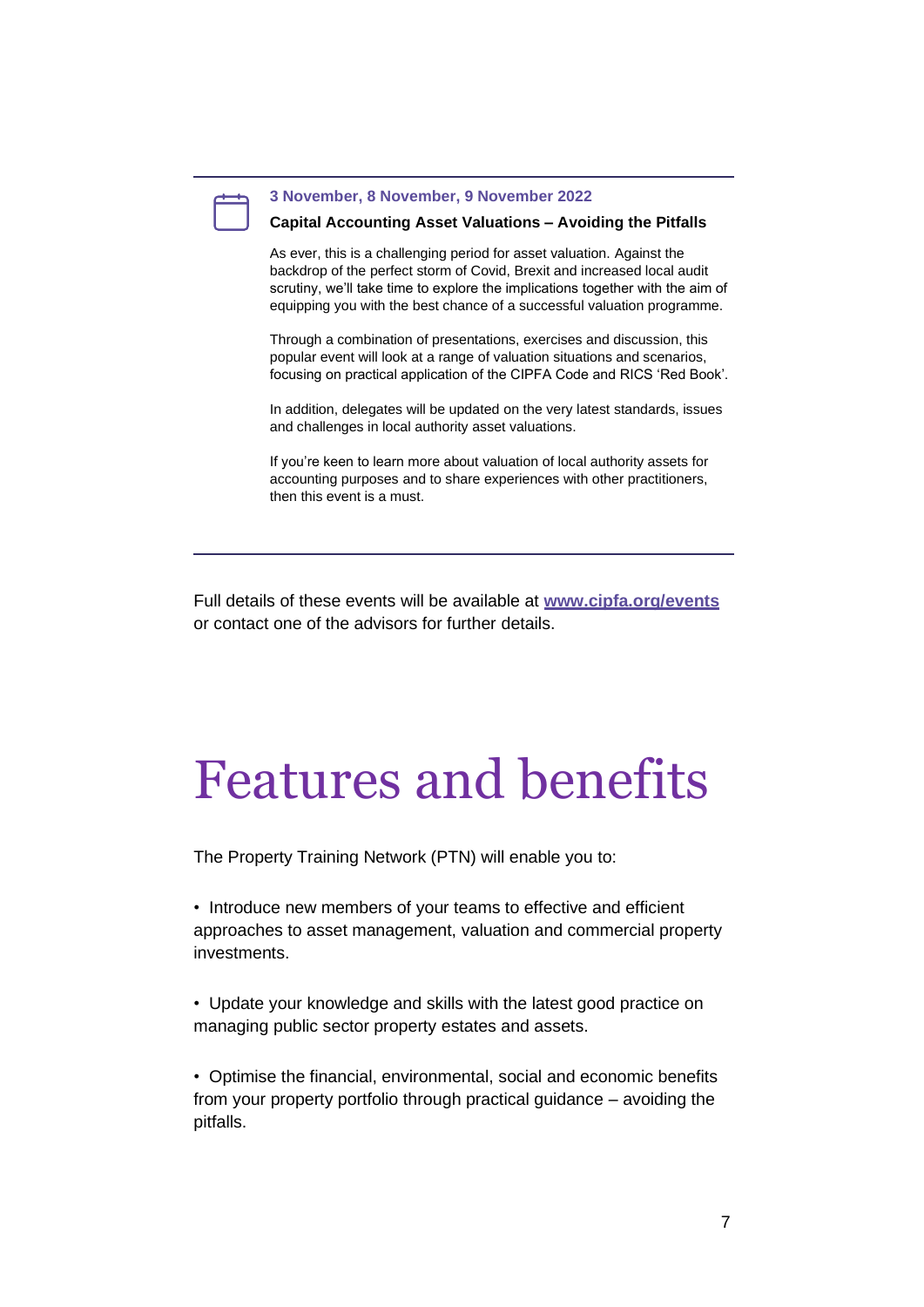**3 November, 8 November, 9 November 2022**

**Capital Accounting Asset Valuations – Avoiding the Pitfalls**

As ever, this is a challenging period for asset valuation. Against the backdrop of the perfect storm of Covid, Brexit and increased local audit scrutiny, we'll take time to explore the implications together with the aim of equipping you with the best chance of a successful valuation programme.

Through a combination of presentations, exercises and discussion, this popular event will look at a range of valuation situations and scenarios, focusing on practical application of the CIPFA Code and RICS 'Red Book'.

In addition, delegates will be updated on the very latest standards, issues and challenges in local authority asset valuations.

If you're keen to learn more about valuation of local authority assets for accounting purposes and to share experiences with other practitioners, then this event is a must.

---

Full details of these events will be available at [www.cipfa.org/events](http://www.cipfa.org/events) or contact one of the advisors for further details.

# Features and benefits

The Property Training Network (PTN) will enable you to:

- Introduce new members of your teams to effective and efficient approaches to asset management, valuation and commercial property investments.

- Update your knowledge and skills with the latest good practice on managing public sector property estates and assets.

- Optimise the financial, environmental, social and economic benefits from your property portfolio through practical guidance – avoiding the pitfalls.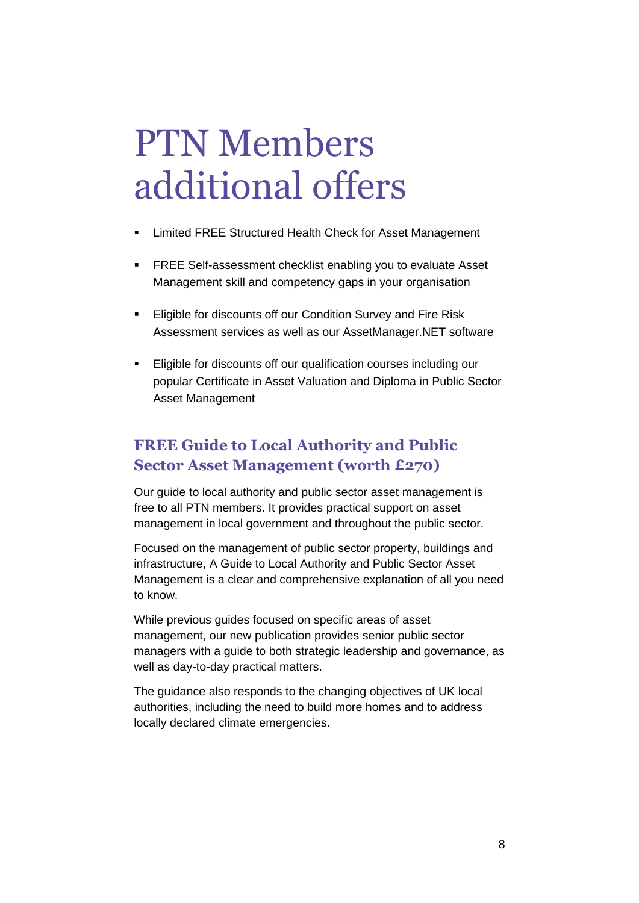# PTN Members additional offers

- Limited FREE Structured Health Check for Asset Management
- FREE Self-assessment checklist enabling you to evaluate Asset Management skill and competency gaps in your organisation
- Eligible for discounts off our Condition Survey and Fire Risk Assessment services as well as our AssetManager.NET software
- Eligible for discounts off our qualification courses including our popular Certificate in Asset Valuation and Diploma in Public Sector Asset Management

## FREE Guide to Local Authority and Public Sector Asset Management (worth £270)

Our guide to local authority and public sector asset management is free to all PTN members. It provides practical support on asset management in local government and throughout the public sector.

Focused on the management of public sector property, buildings and infrastructure, A Guide to Local Authority and Public Sector Asset Management is a clear and comprehensive explanation of all you need to know.

While previous guides focused on specific areas of asset management, our new publication provides senior public sector managers with a guide to both strategic leadership and governance, as well as day-to-day practical matters.

The guidance also responds to the changing objectives of UK local authorities, including the need to build more homes and to address locally declared climate emergencies.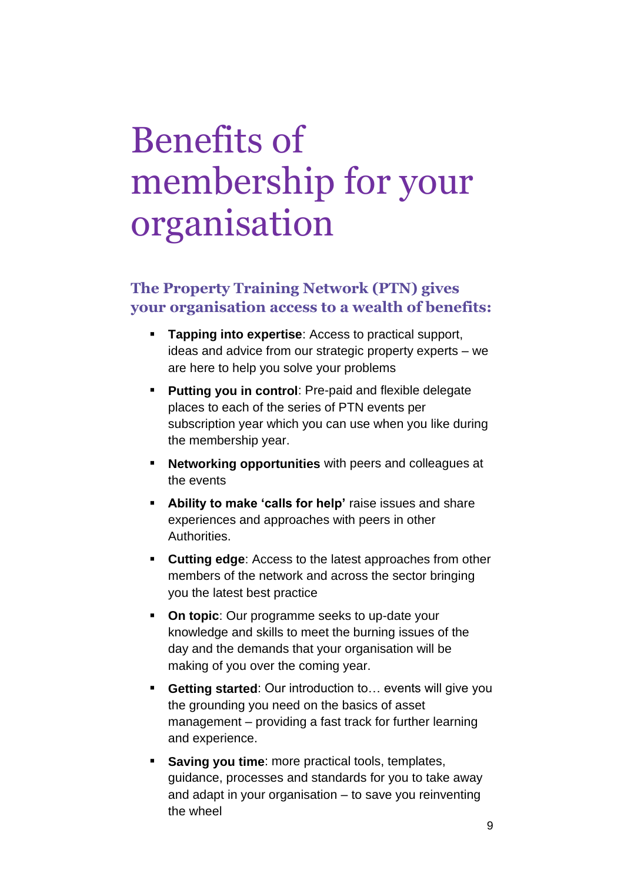# Benefits of membership for your organisation

### The Property Training Network (PTN) gives your organisation access to a wealth of benefits:

- **Tapping into expertise**: Access to practical support, ideas and advice from our strategic property experts – we are here to help you solve your problems
- **Putting you in control**: Pre-paid and flexible delegate places to each of the series of PTN events per subscription year which you can use when you like during the membership year.
- **Networking opportunities** with peers and colleagues at the events
- **Ability to make 'calls for help'** raise issues and share experiences and approaches with peers in other Authorities.
- **Cutting edge**: Access to the latest approaches from other members of the network and across the sector bringing you the latest best practice
- **On topic**: Our programme seeks to up-date your knowledge and skills to meet the burning issues of the day and the demands that your organisation will be making of you over the coming year.
- **Getting started**: Our introduction to… events will give you the grounding you need on the basics of asset management – providing a fast track for further learning and experience.
- **Saving you time**: more practical tools, templates, guidance, processes and standards for you to take away and adapt in your organisation – to save you reinventing the wheel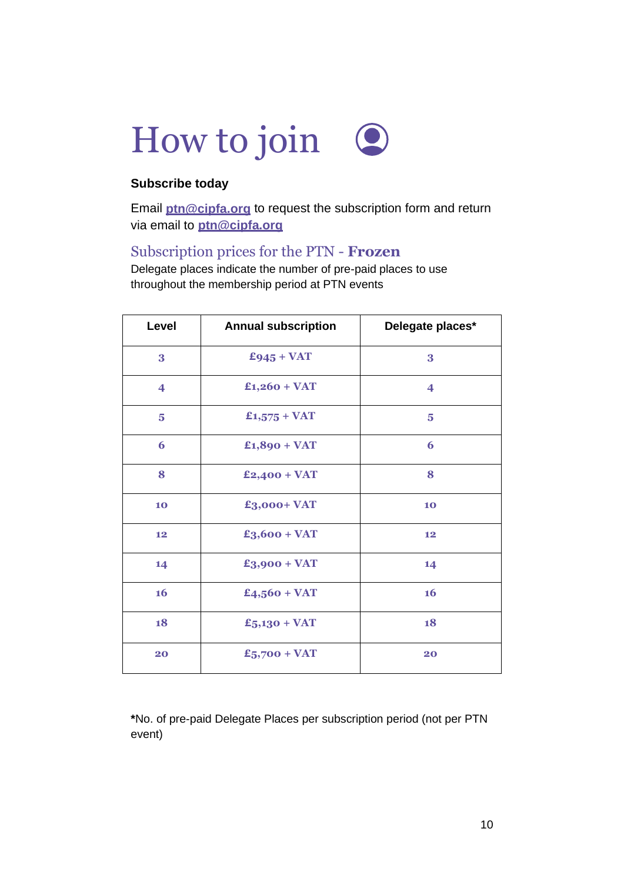# How to join

**Subscribe today**

Email **ptn@cipfa.org** to request the subscription form and return via email to **ptn@cipfa.org**

## Subscription prices for the PTN - **Frozen**

Delegate places indicate the number of pre-paid places to use throughout the membership period at PTN events

| Level | Annual subscription | Delegate places* |
|---|---|---|
| 3 | £945 + VAT | 3 |
| 4 | £1,260 + VAT | 4 |
| 5 | £1,575 + VAT | 5 |
| 6 | £1,890 + VAT | 6 |
| 8 | £2,400 + VAT | 8 |
| 10 | £3,000+ VAT | 10 |
| 12 | £3,600 + VAT | 12 |
| 14 | £3,900 + VAT | 14 |
| 16 | £4,560 + VAT | 16 |
| 18 | £5,130 + VAT | 18 |
| 20 | £5,700 + VAT | 20 |

**\***No. of pre-paid Delegate Places per subscription period (not per PTN event)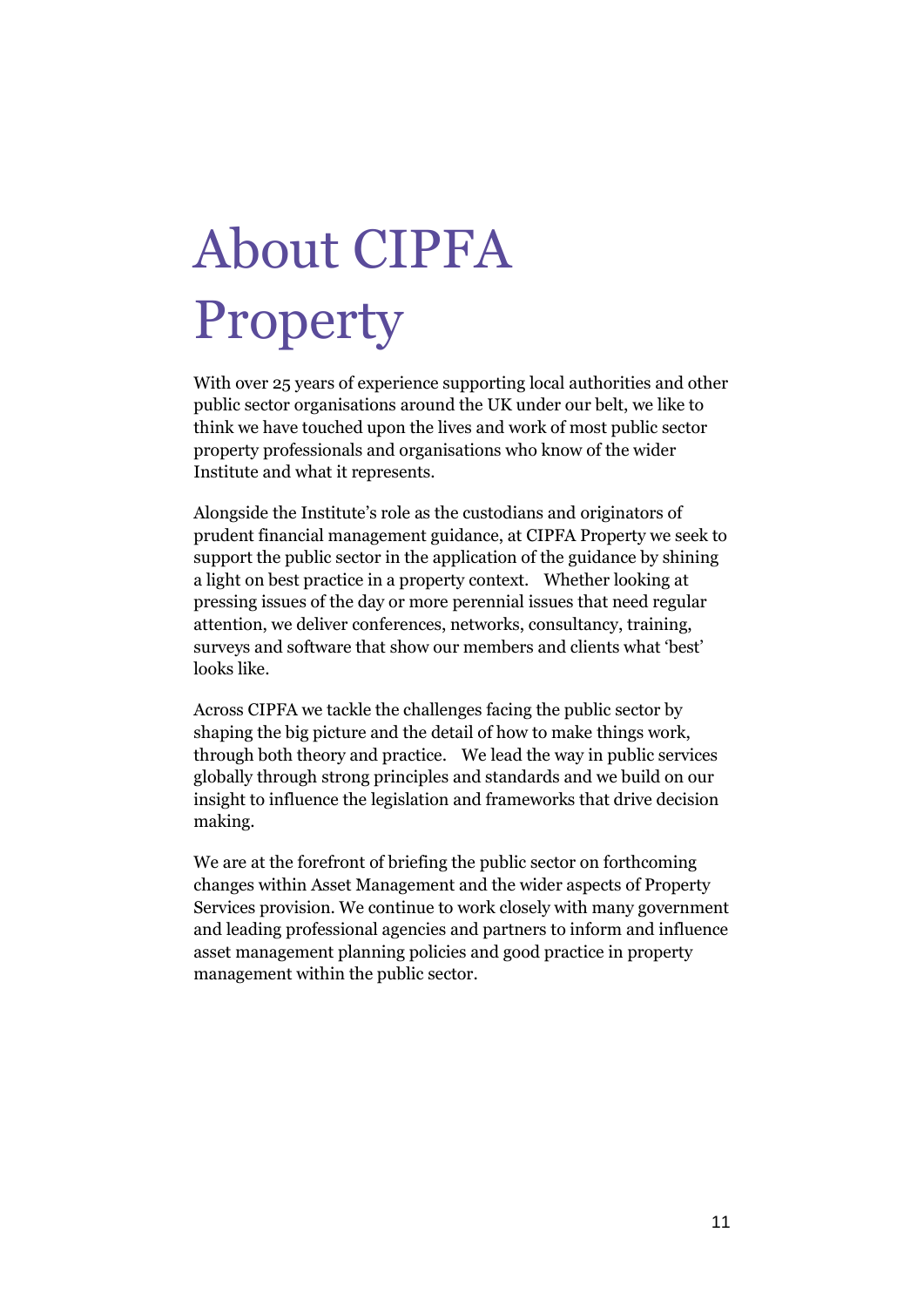# About CIPFA Property

With over 25 years of experience supporting local authorities and other public sector organisations around the UK under our belt, we like to think we have touched upon the lives and work of most public sector property professionals and organisations who know of the wider Institute and what it represents.

Alongside the Institute's role as the custodians and originators of prudent financial management guidance, at CIPFA Property we seek to support the public sector in the application of the guidance by shining a light on best practice in a property context. Whether looking at pressing issues of the day or more perennial issues that need regular attention, we deliver conferences, networks, consultancy, training, surveys and software that show our members and clients what 'best' looks like.

Across CIPFA we tackle the challenges facing the public sector by shaping the big picture and the detail of how to make things work, through both theory and practice. We lead the way in public services globally through strong principles and standards and we build on our insight to influence the legislation and frameworks that drive decision making.

We are at the forefront of briefing the public sector on forthcoming changes within Asset Management and the wider aspects of Property Services provision. We continue to work closely with many government and leading professional agencies and partners to inform and influence asset management planning policies and good practice in property management within the public sector.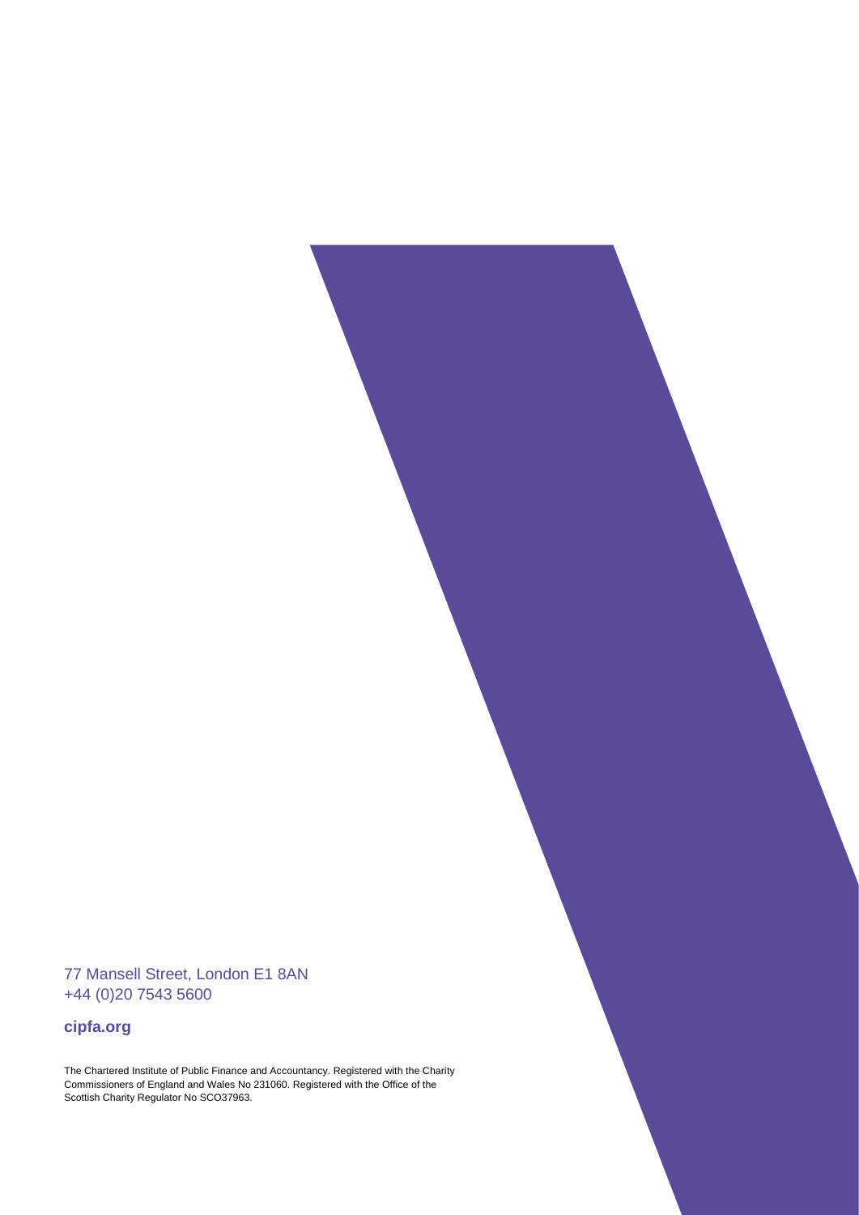77 Mansell Street, London E1 8AN
+44 (0)20 7543 5600

**cipfa.org**

The Chartered Institute of Public Finance and Accountancy. Registered with the Charity Commissioners of England and Wales No 231060. Registered with the Office of the Scottish Charity Regulator No SCO37963.